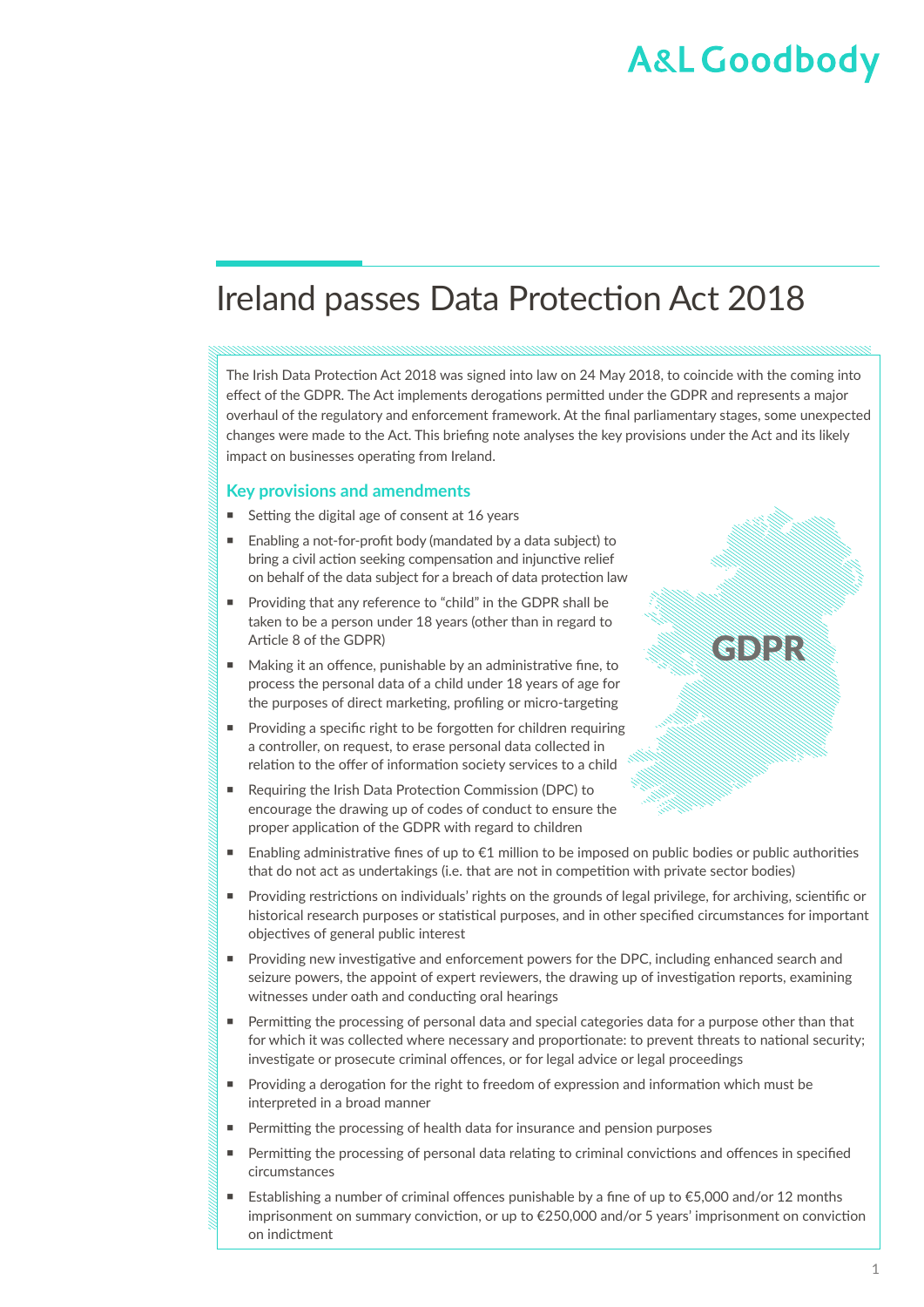# Ireland passes Data Protection Act 2018

The Irish Data Protection Act 2018 was signed into law on 24 May 2018, to coincide with the coming into effect of the GDPR. The Act implements derogations permitted under the GDPR and represents a major overhaul of the regulatory and enforcement framework. At the final parliamentary stages, some unexpected changes were made to the Act. This briefing note analyses the key provisions under the Act and its likely impact on businesses operating from Ireland.

## Key provisions and amendments

- Setting the digital age of consent at 16 years
- Enabling a not-for-profit body (mandated by a data subject) to bring a civil action seeking compensation and injunctive relief on behalf of the data subject for a breach of data protection law
- Providing that any reference to "child" in the GDPR shall be taken to be a person under 18 years (other than in regard to Article 8 of the GDPR)
- Making it an offence, punishable by an administrative fine, to process the personal data of a child under 18 years of age for the purposes of direct marketing, profiling or micro-targeting
- Providing a specific right to be forgotten for children requiring a controller, on request, to erase personal data collected in relation to the offer of information society services to a child
- Requiring the Irish Data Protection Commission (DPC) to encourage the drawing up of codes of conduct to ensure the proper application of the GDPR with regard to children
- Enabling administrative fines of up to €1 million to be imposed on public bodies or public authorities that do not act as undertakings (i.e. that are not in competition with private sector bodies)
- Providing restrictions on individuals' rights on the grounds of legal privilege, for archiving, scientific or historical research purposes or statistical purposes, and in other specified circumstances for important objectives of general public interest
- Providing new investigative and enforcement powers for the DPC, including enhanced search and seizure powers, the appoint of expert reviewers, the drawing up of investigation reports, examining witnesses under oath and conducting oral hearings
- Permitting the processing of personal data and special categories data for a purpose other than that for which it was collected where necessary and proportionate: to prevent threats to national security; investigate or prosecute criminal offences, or for legal advice or legal proceedings
- Providing a derogation for the right to freedom of expression and information which must be interpreted in a broad manner
- Permitting the processing of health data for insurance and pension purposes
- Permitting the processing of personal data relating to criminal convictions and offences in specified circumstances
- Establishing a number of criminal offences punishable by a fine of up to €5,000 and/or 12 months imprisonment on summary conviction, or up to €250,000 and/or 5 years' imprisonment on conviction on indictment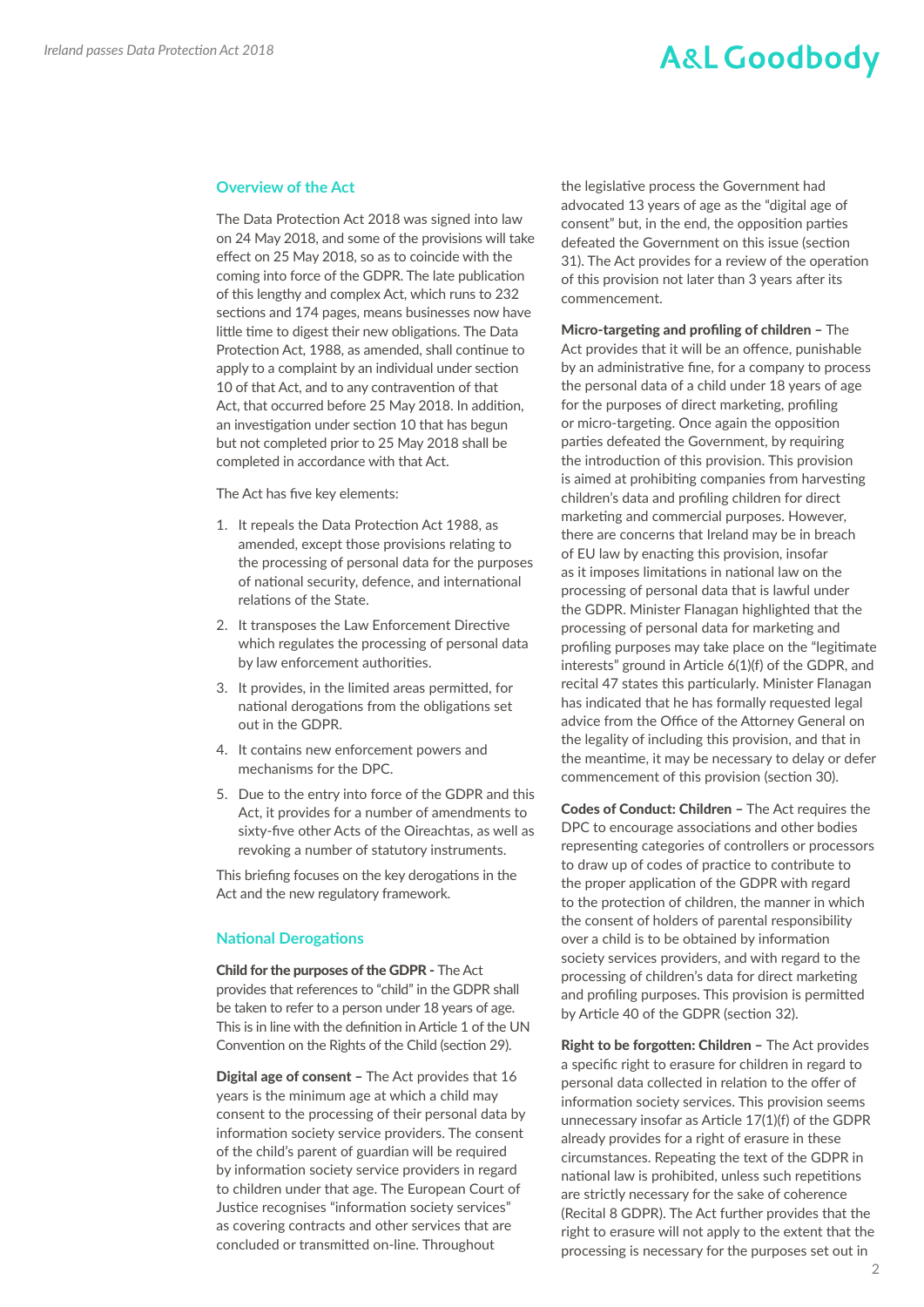## Overview of the Act

The Data Protection Act 2018 was signed into law on 24 May 2018, and some of the provisions will take effect on 25 May 2018, so as to coincide with the coming into force of the GDPR. The late publication of this lengthy and complex Act, which runs to 232 sections and 174 pages, means businesses now have little time to digest their new obligations. The Data Protection Act, 1988, as amended, shall continue to apply to a complaint by an individual under section 10 of that Act, and to any contravention of that Act, that occurred before 25 May 2018. In addition, an investigation under section 10 that has begun but not completed prior to 25 May 2018 shall be completed in accordance with that Act.

The Act has five key elements:

1. It repeals the Data Protection Act 1988, as amended, except those provisions relating to the processing of personal data for the purposes of national security, defence, and international relations of the State.
2. It transposes the Law Enforcement Directive which regulates the processing of personal data by law enforcement authorities.
3. It provides, in the limited areas permitted, for national derogations from the obligations set out in the GDPR.
4. It contains new enforcement powers and mechanisms for the DPC.
5. Due to the entry into force of the GDPR and this Act, it provides for a number of amendments to sixty-five other Acts of the Oireachtas, as well as revoking a number of statutory instruments.

This briefing focuses on the key derogations in the Act and the new regulatory framework.

## National Derogations

**Child for the purposes of the GDPR -** The Act provides that references to "child" in the GDPR shall be taken to refer to a person under 18 years of age. This is in line with the definition in Article 1 of the UN Convention on the Rights of the Child (section 29).

**Digital age of consent –** The Act provides that 16 years is the minimum age at which a child may consent to the processing of their personal data by information society service providers. The consent of the child's parent of guardian will be required by information society service providers in regard to children under that age. The European Court of Justice recognises "information society services" as covering contracts and other services that are concluded or transmitted on-line. Throughout the legislative process the Government had advocated 13 years of age as the "digital age of consent" but, in the end, the opposition parties defeated the Government on this issue (section 31). The Act provides for a review of the operation of this provision not later than 3 years after its commencement.

**Micro-targeting and profiling of children –** The Act provides that it will be an offence, punishable by an administrative fine, for a company to process the personal data of a child under 18 years of age for the purposes of direct marketing, profiling or micro-targeting. Once again the opposition parties defeated the Government, by requiring the introduction of this provision. This provision is aimed at prohibiting companies from harvesting children's data and profiling children for direct marketing and commercial purposes. However, there are concerns that Ireland may be in breach of EU law by enacting this provision, insofar as it imposes limitations in national law on the processing of personal data that is lawful under the GDPR. Minister Flanagan highlighted that the processing of personal data for marketing and profiling purposes may take place on the "legitimate interests" ground in Article 6(1)(f) of the GDPR, and recital 47 states this particularly. Minister Flanagan has indicated that he has formally requested legal advice from the Office of the Attorney General on the legality of including this provision, and that in the meantime, it may be necessary to delay or defer commencement of this provision (section 30).

**Codes of Conduct: Children –** The Act requires the DPC to encourage associations and other bodies representing categories of controllers or processors to draw up of codes of practice to contribute to the proper application of the GDPR with regard to the protection of children, the manner in which the consent of holders of parental responsibility over a child is to be obtained by information society services providers, and with regard to the processing of children's data for direct marketing and profiling purposes. This provision is permitted by Article 40 of the GDPR (section 32).

**Right to be forgotten: Children –** The Act provides a specific right to erasure for children in regard to personal data collected in relation to the offer of information society services. This provision seems unnecessary insofar as Article 17(1)(f) of the GDPR already provides for a right of erasure in these circumstances. Repeating the text of the GDPR in national law is prohibited, unless such repetitions are strictly necessary for the sake of coherence (Recital 8 GDPR). The Act further provides that the right to erasure will not apply to the extent that the processing is necessary for the purposes set out in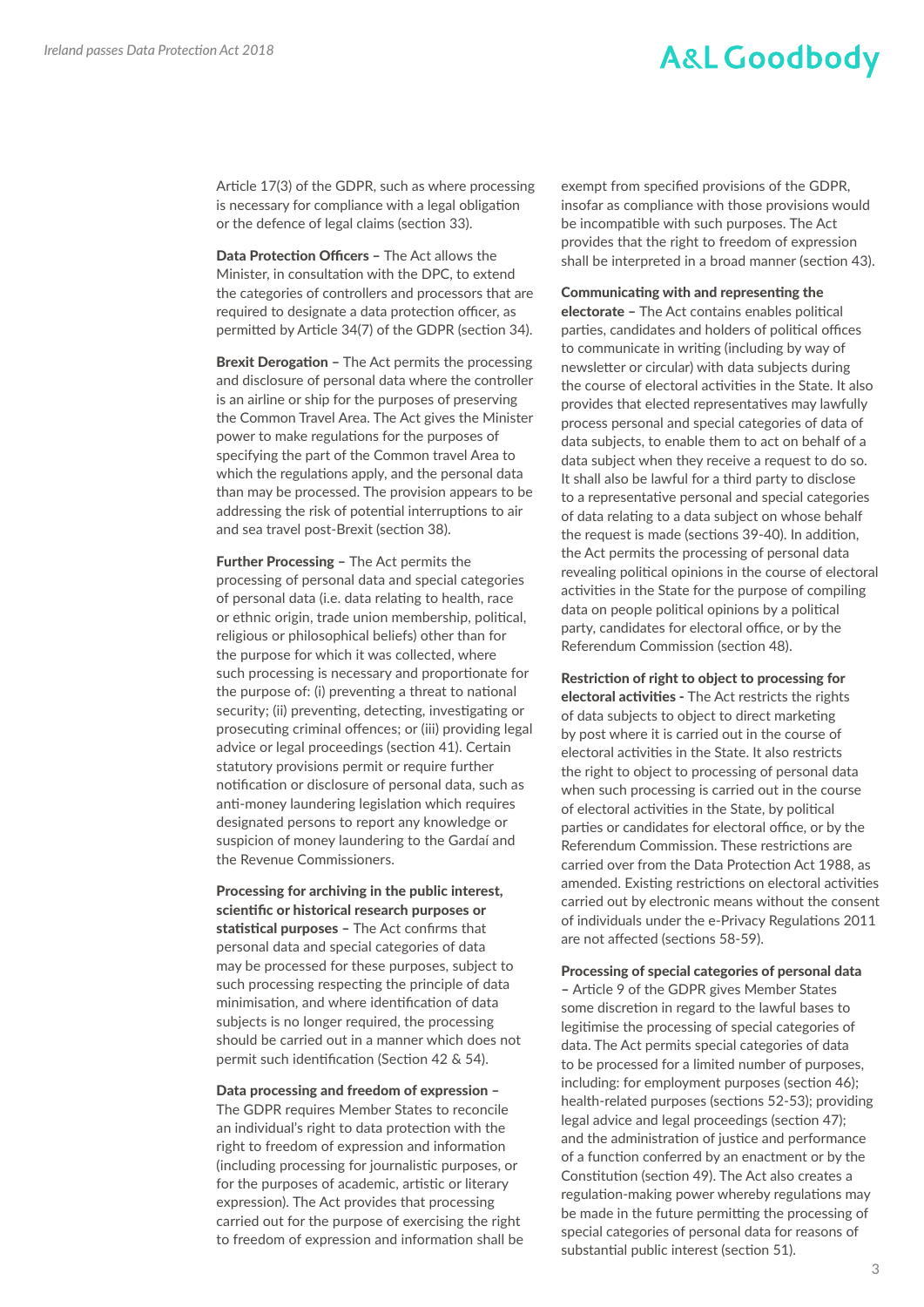Article 17(3) of the GDPR, such as where processing is necessary for compliance with a legal obligation or the defence of legal claims (section 33).

**Data Protection Officers –** The Act allows the Minister, in consultation with the DPC, to extend the categories of controllers and processors that are required to designate a data protection officer, as permitted by Article 34(7) of the GDPR (section 34).

**Brexit Derogation –** The Act permits the processing and disclosure of personal data where the controller is an airline or ship for the purposes of preserving the Common Travel Area. The Act gives the Minister power to make regulations for the purposes of specifying the part of the Common travel Area to which the regulations apply, and the personal data than may be processed. The provision appears to be addressing the risk of potential interruptions to air and sea travel post-Brexit (section 38).

**Further Processing –** The Act permits the processing of personal data and special categories of personal data (i.e. data relating to health, race or ethnic origin, trade union membership, political, religious or philosophical beliefs) other than for the purpose for which it was collected, where such processing is necessary and proportionate for the purpose of: (i) preventing a threat to national security; (ii) preventing, detecting, investigating or prosecuting criminal offences; or (iii) providing legal advice or legal proceedings (section 41). Certain statutory provisions permit or require further notification or disclosure of personal data, such as anti-money laundering legislation which requires designated persons to report any knowledge or suspicion of money laundering to the Gardaí and the Revenue Commissioners.

**Processing for archiving in the public interest, scientific or historical research purposes or statistical purposes –** The Act confirms that personal data and special categories of data may be processed for these purposes, subject to such processing respecting the principle of data minimisation, and where identification of data subjects is no longer required, the processing should be carried out in a manner which does not permit such identification (Section 42 & 54).

**Data processing and freedom of expression –** The GDPR requires Member States to reconcile an individual's right to data protection with the right to freedom of expression and information (including processing for journalistic purposes, or for the purposes of academic, artistic or literary expression). The Act provides that processing carried out for the purpose of exercising the right to freedom of expression and information shall be exempt from specified provisions of the GDPR, insofar as compliance with those provisions would be incompatible with such purposes. The Act provides that the right to freedom of expression shall be interpreted in a broad manner (section 43).

**Communicating with and representing the electorate –** The Act contains enables political parties, candidates and holders of political offices to communicate in writing (including by way of newsletter or circular) with data subjects during the course of electoral activities in the State. It also provides that elected representatives may lawfully process personal and special categories of data of data subjects, to enable them to act on behalf of a data subject when they receive a request to do so. It shall also be lawful for a third party to disclose to a representative personal and special categories of data relating to a data subject on whose behalf the request is made (sections 39-40). In addition, the Act permits the processing of personal data revealing political opinions in the course of electoral activities in the State for the purpose of compiling data on people political opinions by a political party, candidates for electoral office, or by the Referendum Commission (section 48).

**Restriction of right to object to processing for electoral activities -** The Act restricts the rights of data subjects to object to direct marketing by post where it is carried out in the course of electoral activities in the State. It also restricts the right to object to processing of personal data when such processing is carried out in the course of electoral activities in the State, by political parties or candidates for electoral office, or by the Referendum Commission. These restrictions are carried over from the Data Protection Act 1988, as amended. Existing restrictions on electoral activities carried out by electronic means without the consent of individuals under the e-Privacy Regulations 2011 are not affected (sections 58-59).

**Processing of special categories of personal data –** Article 9 of the GDPR gives Member States some discretion in regard to the lawful bases to legitimise the processing of special categories of data. The Act permits special categories of data to be processed for a limited number of purposes, including: for employment purposes (section 46); health-related purposes (sections 52-53); providing legal advice and legal proceedings (section 47); and the administration of justice and performance of a function conferred by an enactment or by the Constitution (section 49). The Act also creates a regulation-making power whereby regulations may be made in the future permitting the processing of special categories of personal data for reasons of substantial public interest (section 51).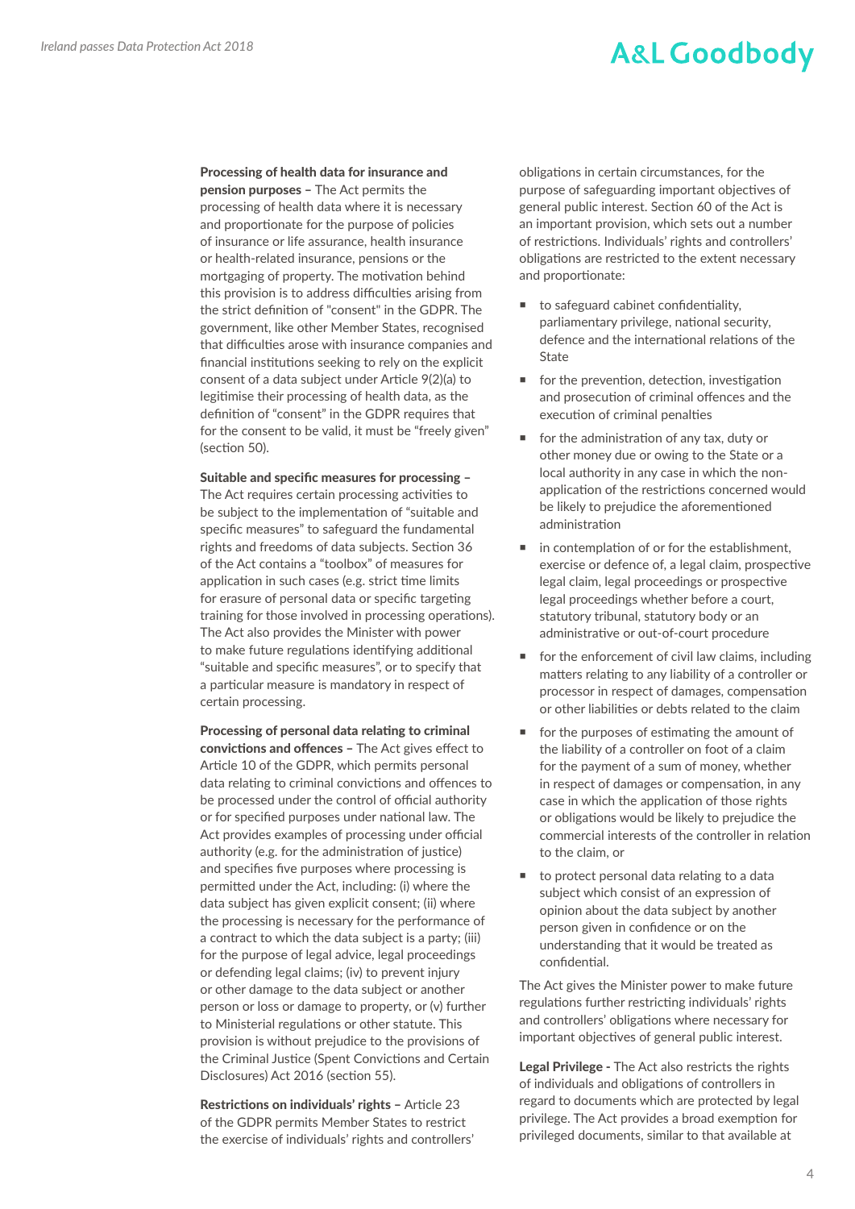**Processing of health data for insurance and pension purposes –** The Act permits the processing of health data where it is necessary and proportionate for the purpose of policies of insurance or life assurance, health insurance or health-related insurance, pensions or the mortgaging of property. The motivation behind this provision is to address difficulties arising from the strict definition of "consent" in the GDPR. The government, like other Member States, recognised that difficulties arose with insurance companies and financial institutions seeking to rely on the explicit consent of a data subject under Article 9(2)(a) to legitimise their processing of health data, as the definition of "consent" in the GDPR requires that for the consent to be valid, it must be "freely given" (section 50).

**Suitable and specific measures for processing –** The Act requires certain processing activities to be subject to the implementation of "suitable and specific measures" to safeguard the fundamental rights and freedoms of data subjects. Section 36 of the Act contains a "toolbox" of measures for application in such cases (e.g. strict time limits for erasure of personal data or specific targeting training for those involved in processing operations). The Act also provides the Minister with power to make future regulations identifying additional "suitable and specific measures", or to specify that a particular measure is mandatory in respect of certain processing.

**Processing of personal data relating to criminal convictions and offences –** The Act gives effect to Article 10 of the GDPR, which permits personal data relating to criminal convictions and offences to be processed under the control of official authority or for specified purposes under national law. The Act provides examples of processing under official authority (e.g. for the administration of justice) and specifies five purposes where processing is permitted under the Act, including: (i) where the data subject has given explicit consent; (ii) where the processing is necessary for the performance of a contract to which the data subject is a party; (iii) for the purpose of legal advice, legal proceedings or defending legal claims; (iv) to prevent injury or other damage to the data subject or another person or loss or damage to property, or (v) further to Ministerial regulations or other statute. This provision is without prejudice to the provisions of the Criminal Justice (Spent Convictions and Certain Disclosures) Act 2016 (section 55).

**Restrictions on individuals' rights –** Article 23 of the GDPR permits Member States to restrict the exercise of individuals' rights and controllers' obligations in certain circumstances, for the purpose of safeguarding important objectives of general public interest. Section 60 of the Act is an important provision, which sets out a number of restrictions. Individuals' rights and controllers' obligations are restricted to the extent necessary and proportionate:

- to safeguard cabinet confidentiality, parliamentary privilege, national security, defence and the international relations of the State
- for the prevention, detection, investigation and prosecution of criminal offences and the execution of criminal penalties
- for the administration of any tax, duty or other money due or owing to the State or a local authority in any case in which the non-application of the restrictions concerned would be likely to prejudice the aforementioned administration
- in contemplation of or for the establishment, exercise or defence of, a legal claim, prospective legal claim, legal proceedings or prospective legal proceedings whether before a court, statutory tribunal, statutory body or an administrative or out-of-court procedure
- for the enforcement of civil law claims, including matters relating to any liability of a controller or processor in respect of damages, compensation or other liabilities or debts related to the claim
- for the purposes of estimating the amount of the liability of a controller on foot of a claim for the payment of a sum of money, whether in respect of damages or compensation, in any case in which the application of those rights or obligations would be likely to prejudice the commercial interests of the controller in relation to the claim, or
- to protect personal data relating to a data subject which consist of an expression of opinion about the data subject by another person given in confidence or on the understanding that it would be treated as confidential.

The Act gives the Minister power to make future regulations further restricting individuals' rights and controllers' obligations where necessary for important objectives of general public interest.

**Legal Privilege -** The Act also restricts the rights of individuals and obligations of controllers in regard to documents which are protected by legal privilege. The Act provides a broad exemption for privileged documents, similar to that available at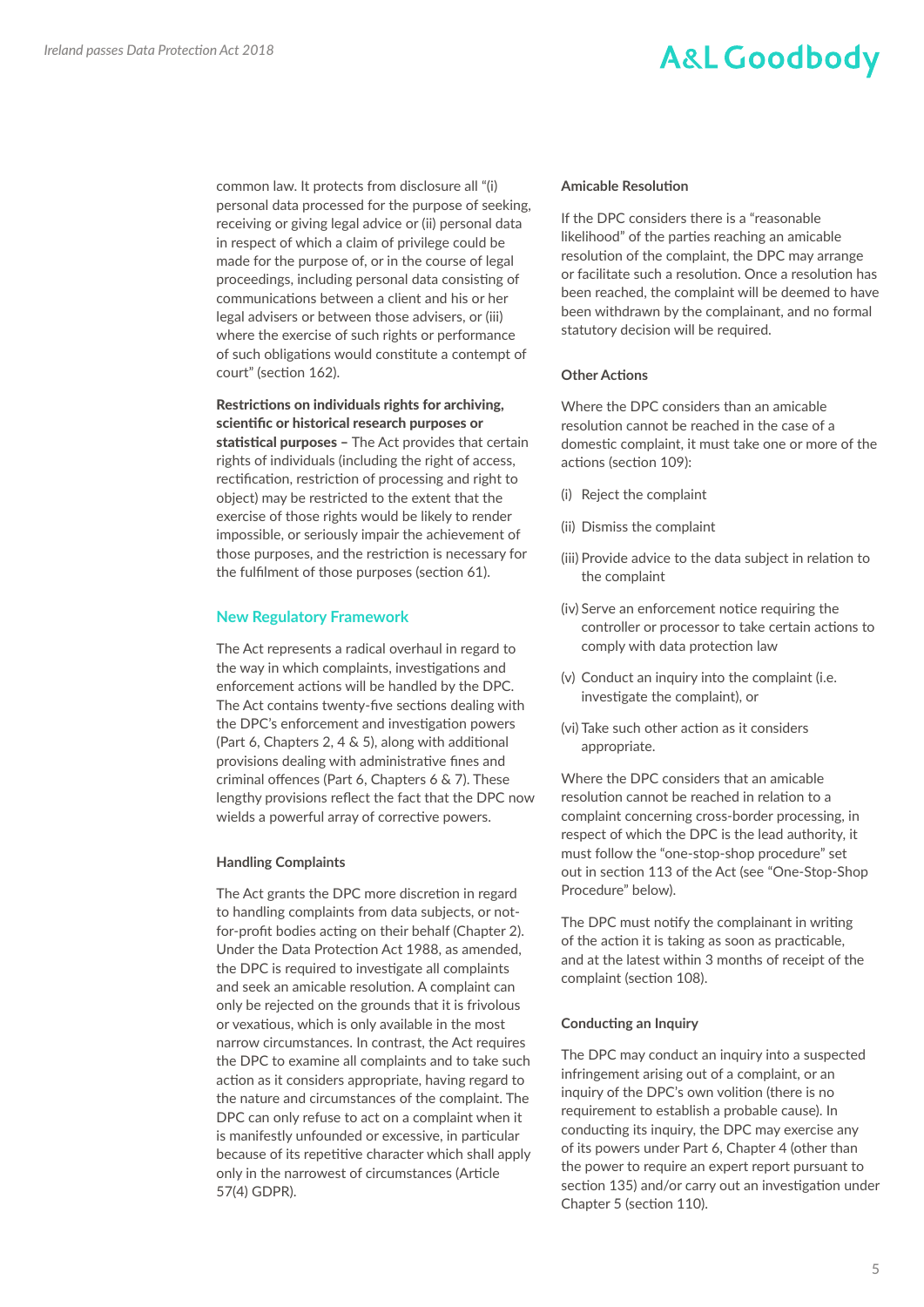common law. It protects from disclosure all "(i) personal data processed for the purpose of seeking, receiving or giving legal advice or (ii) personal data in respect of which a claim of privilege could be made for the purpose of, or in the course of legal proceedings, including personal data consisting of communications between a client and his or her legal advisers or between those advisers, or (iii) where the exercise of such rights or performance of such obligations would constitute a contempt of court" (section 162).

**Restrictions on individuals rights for archiving, scientific or historical research purposes or statistical purposes –** The Act provides that certain rights of individuals (including the right of access, rectification, restriction of processing and right to object) may be restricted to the extent that the exercise of those rights would be likely to render impossible, or seriously impair the achievement of those purposes, and the restriction is necessary for the fulfilment of those purposes (section 61).

## New Regulatory Framework

The Act represents a radical overhaul in regard to the way in which complaints, investigations and enforcement actions will be handled by the DPC. The Act contains twenty-five sections dealing with the DPC's enforcement and investigation powers (Part 6, Chapters 2, 4 & 5), along with additional provisions dealing with administrative fines and criminal offences (Part 6, Chapters 6 & 7). These lengthy provisions reflect the fact that the DPC now wields a powerful array of corrective powers.

### Handling Complaints

The Act grants the DPC more discretion in regard to handling complaints from data subjects, or not-for-profit bodies acting on their behalf (Chapter 2). Under the Data Protection Act 1988, as amended, the DPC is required to investigate all complaints and seek an amicable resolution. A complaint can only be rejected on the grounds that it is frivolous or vexatious, which is only available in the most narrow circumstances. In contrast, the Act requires the DPC to examine all complaints and to take such action as it considers appropriate, having regard to the nature and circumstances of the complaint. The DPC can only refuse to act on a complaint when it is manifestly unfounded or excessive, in particular because of its repetitive character which shall apply only in the narrowest of circumstances (Article 57(4) GDPR).

### Amicable Resolution

If the DPC considers there is a "reasonable likelihood" of the parties reaching an amicable resolution of the complaint, the DPC may arrange or facilitate such a resolution. Once a resolution has been reached, the complaint will be deemed to have been withdrawn by the complainant, and no formal statutory decision will be required.

### Other Actions

Where the DPC considers than an amicable resolution cannot be reached in the case of a domestic complaint, it must take one or more of the actions (section 109):

(i) Reject the complaint

(ii) Dismiss the complaint

(iii) Provide advice to the data subject in relation to the complaint

(iv) Serve an enforcement notice requiring the controller or processor to take certain actions to comply with data protection law

(v) Conduct an inquiry into the complaint (i.e. investigate the complaint), or

(vi) Take such other action as it considers appropriate.

Where the DPC considers that an amicable resolution cannot be reached in relation to a complaint concerning cross-border processing, in respect of which the DPC is the lead authority, it must follow the "one-stop-shop procedure" set out in section 113 of the Act (see "One-Stop-Shop Procedure" below).

The DPC must notify the complainant in writing of the action it is taking as soon as practicable, and at the latest within 3 months of receipt of the complaint (section 108).

### Conducting an Inquiry

The DPC may conduct an inquiry into a suspected infringement arising out of a complaint, or an inquiry of the DPC's own volition (there is no requirement to establish a probable cause). In conducting its inquiry, the DPC may exercise any of its powers under Part 6, Chapter 4 (other than the power to require an expert report pursuant to section 135) and/or carry out an investigation under Chapter 5 (section 110).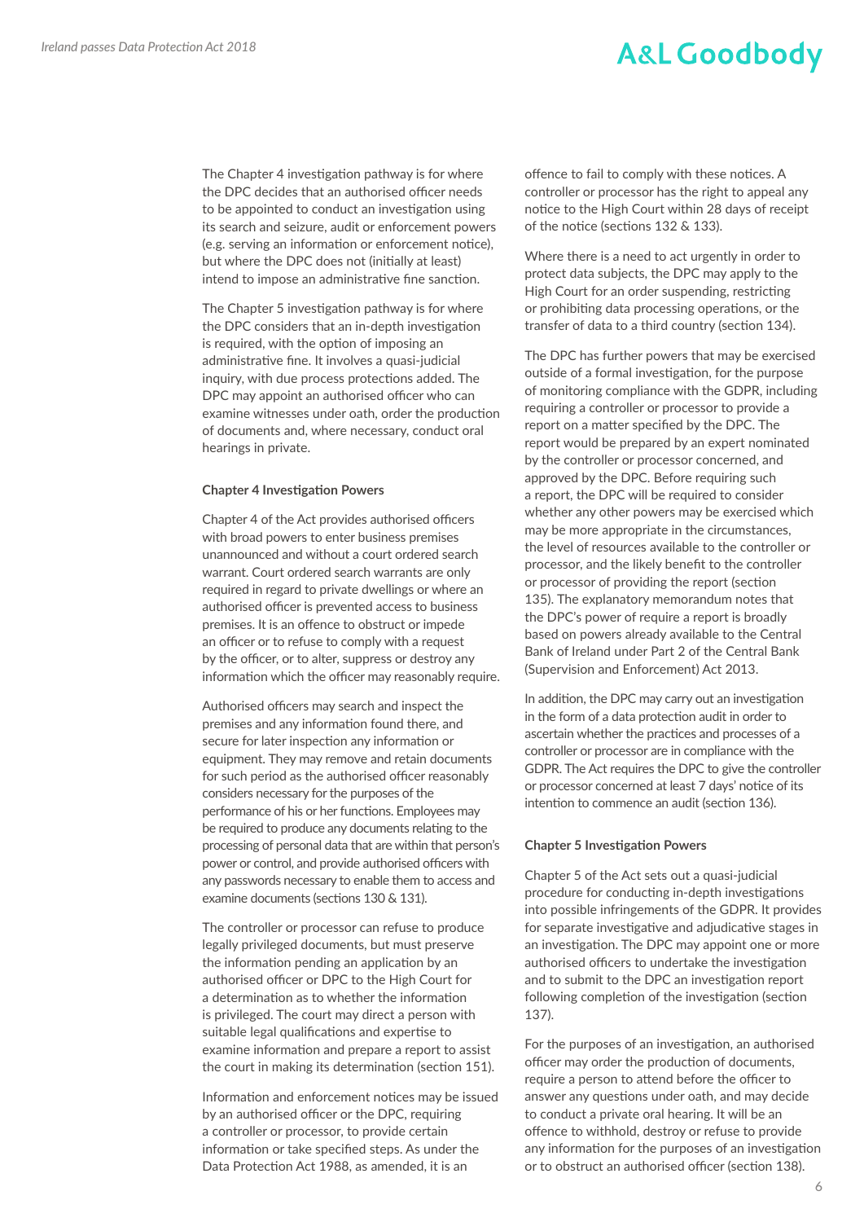The Chapter 4 investigation pathway is for where the DPC decides that an authorised officer needs to be appointed to conduct an investigation using its search and seizure, audit or enforcement powers (e.g. serving an information or enforcement notice), but where the DPC does not (initially at least) intend to impose an administrative fine sanction.

The Chapter 5 investigation pathway is for where the DPC considers that an in-depth investigation is required, with the option of imposing an administrative fine. It involves a quasi-judicial inquiry, with due process protections added. The DPC may appoint an authorised officer who can examine witnesses under oath, order the production of documents and, where necessary, conduct oral hearings in private.

**Chapter 4 Investigation Powers**

Chapter 4 of the Act provides authorised officers with broad powers to enter business premises unannounced and without a court ordered search warrant. Court ordered search warrants are only required in regard to private dwellings or where an authorised officer is prevented access to business premises. It is an offence to obstruct or impede an officer or to refuse to comply with a request by the officer, or to alter, suppress or destroy any information which the officer may reasonably require.

Authorised officers may search and inspect the premises and any information found there, and secure for later inspection any information or equipment. They may remove and retain documents for such period as the authorised officer reasonably considers necessary for the purposes of the performance of his or her functions. Employees may be required to produce any documents relating to the processing of personal data that are within that person's power or control, and provide authorised officers with any passwords necessary to enable them to access and examine documents (sections 130 & 131).

The controller or processor can refuse to produce legally privileged documents, but must preserve the information pending an application by an authorised officer or DPC to the High Court for a determination as to whether the information is privileged. The court may direct a person with suitable legal qualifications and expertise to examine information and prepare a report to assist the court in making its determination (section 151).

Information and enforcement notices may be issued by an authorised officer or the DPC, requiring a controller or processor, to provide certain information or take specified steps. As under the Data Protection Act 1988, as amended, it is an offence to fail to comply with these notices. A controller or processor has the right to appeal any notice to the High Court within 28 days of receipt of the notice (sections 132 & 133).

Where there is a need to act urgently in order to protect data subjects, the DPC may apply to the High Court for an order suspending, restricting or prohibiting data processing operations, or the transfer of data to a third country (section 134).

The DPC has further powers that may be exercised outside of a formal investigation, for the purpose of monitoring compliance with the GDPR, including requiring a controller or processor to provide a report on a matter specified by the DPC. The report would be prepared by an expert nominated by the controller or processor concerned, and approved by the DPC. Before requiring such a report, the DPC will be required to consider whether any other powers may be exercised which may be more appropriate in the circumstances, the level of resources available to the controller or processor, and the likely benefit to the controller or processor of providing the report (section 135). The explanatory memorandum notes that the DPC's power of require a report is broadly based on powers already available to the Central Bank of Ireland under Part 2 of the Central Bank (Supervision and Enforcement) Act 2013.

In addition, the DPC may carry out an investigation in the form of a data protection audit in order to ascertain whether the practices and processes of a controller or processor are in compliance with the GDPR. The Act requires the DPC to give the controller or processor concerned at least 7 days' notice of its intention to commence an audit (section 136).

**Chapter 5 Investigation Powers**

Chapter 5 of the Act sets out a quasi-judicial procedure for conducting in-depth investigations into possible infringements of the GDPR. It provides for separate investigative and adjudicative stages in an investigation. The DPC may appoint one or more authorised officers to undertake the investigation and to submit to the DPC an investigation report following completion of the investigation (section 137).

For the purposes of an investigation, an authorised officer may order the production of documents, require a person to attend before the officer to answer any questions under oath, and may decide to conduct a private oral hearing. It will be an offence to withhold, destroy or refuse to provide any information for the purposes of an investigation or to obstruct an authorised officer (section 138).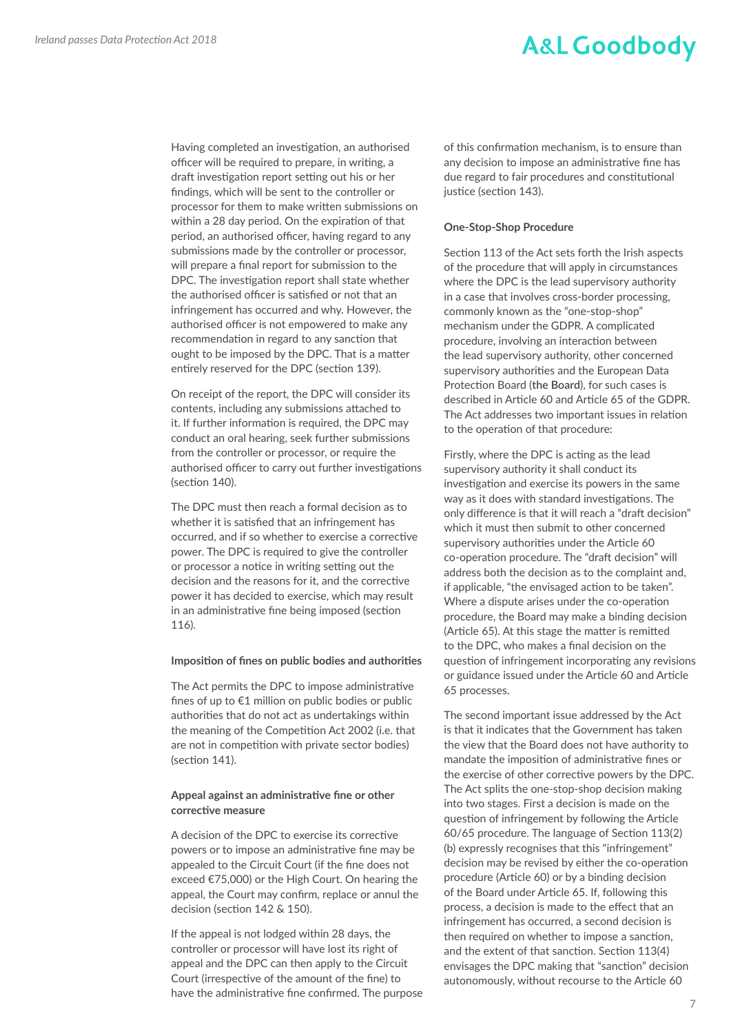Having completed an investigation, an authorised officer will be required to prepare, in writing, a draft investigation report setting out his or her findings, which will be sent to the controller or processor for them to make written submissions on within a 28 day period. On the expiration of that period, an authorised officer, having regard to any submissions made by the controller or processor, will prepare a final report for submission to the DPC. The investigation report shall state whether the authorised officer is satisfied or not that an infringement has occurred and why. However, the authorised officer is not empowered to make any recommendation in regard to any sanction that ought to be imposed by the DPC. That is a matter entirely reserved for the DPC (section 139).

On receipt of the report, the DPC will consider its contents, including any submissions attached to it. If further information is required, the DPC may conduct an oral hearing, seek further submissions from the controller or processor, or require the authorised officer to carry out further investigations (section 140).

The DPC must then reach a formal decision as to whether it is satisfied that an infringement has occurred, and if so whether to exercise a corrective power. The DPC is required to give the controller or processor a notice in writing setting out the decision and the reasons for it, and the corrective power it has decided to exercise, which may result in an administrative fine being imposed (section 116).

#### Imposition of fines on public bodies and authorities

The Act permits the DPC to impose administrative fines of up to €1 million on public bodies or public authorities that do not act as undertakings within the meaning of the Competition Act 2002 (i.e. that are not in competition with private sector bodies) (section 141).

#### Appeal against an administrative fine or other corrective measure

A decision of the DPC to exercise its corrective powers or to impose an administrative fine may be appealed to the Circuit Court (if the fine does not exceed €75,000) or the High Court. On hearing the appeal, the Court may confirm, replace or annul the decision (section 142 & 150).

If the appeal is not lodged within 28 days, the controller or processor will have lost its right of appeal and the DPC can then apply to the Circuit Court (irrespective of the amount of the fine) to have the administrative fine confirmed. The purpose of this confirmation mechanism, is to ensure than any decision to impose an administrative fine has due regard to fair procedures and constitutional justice (section 143).

#### One-Stop-Shop Procedure

Section 113 of the Act sets forth the Irish aspects of the procedure that will apply in circumstances where the DPC is the lead supervisory authority in a case that involves cross-border processing, commonly known as the "one-stop-shop" mechanism under the GDPR. A complicated procedure, involving an interaction between the lead supervisory authority, other concerned supervisory authorities and the European Data Protection Board (**the Board**), for such cases is described in Article 60 and Article 65 of the GDPR. The Act addresses two important issues in relation to the operation of that procedure:

Firstly, where the DPC is acting as the lead supervisory authority it shall conduct its investigation and exercise its powers in the same way as it does with standard investigations. The only difference is that it will reach a "draft decision" which it must then submit to other concerned supervisory authorities under the Article 60 co-operation procedure. The "draft decision" will address both the decision as to the complaint and, if applicable, "the envisaged action to be taken". Where a dispute arises under the co-operation procedure, the Board may make a binding decision (Article 65). At this stage the matter is remitted to the DPC, who makes a final decision on the question of infringement incorporating any revisions or guidance issued under the Article 60 and Article 65 processes.

The second important issue addressed by the Act is that it indicates that the Government has taken the view that the Board does not have authority to mandate the imposition of administrative fines or the exercise of other corrective powers by the DPC. The Act splits the one-stop-shop decision making into two stages. First a decision is made on the question of infringement by following the Article 60/65 procedure. The language of Section 113(2)(b) expressly recognises that this "infringement" decision may be revised by either the co-operation procedure (Article 60) or by a binding decision of the Board under Article 65. If, following this process, a decision is made to the effect that an infringement has occurred, a second decision is then required on whether to impose a sanction, and the extent of that sanction. Section 113(4) envisages the DPC making that "sanction" decision autonomously, without recourse to the Article 60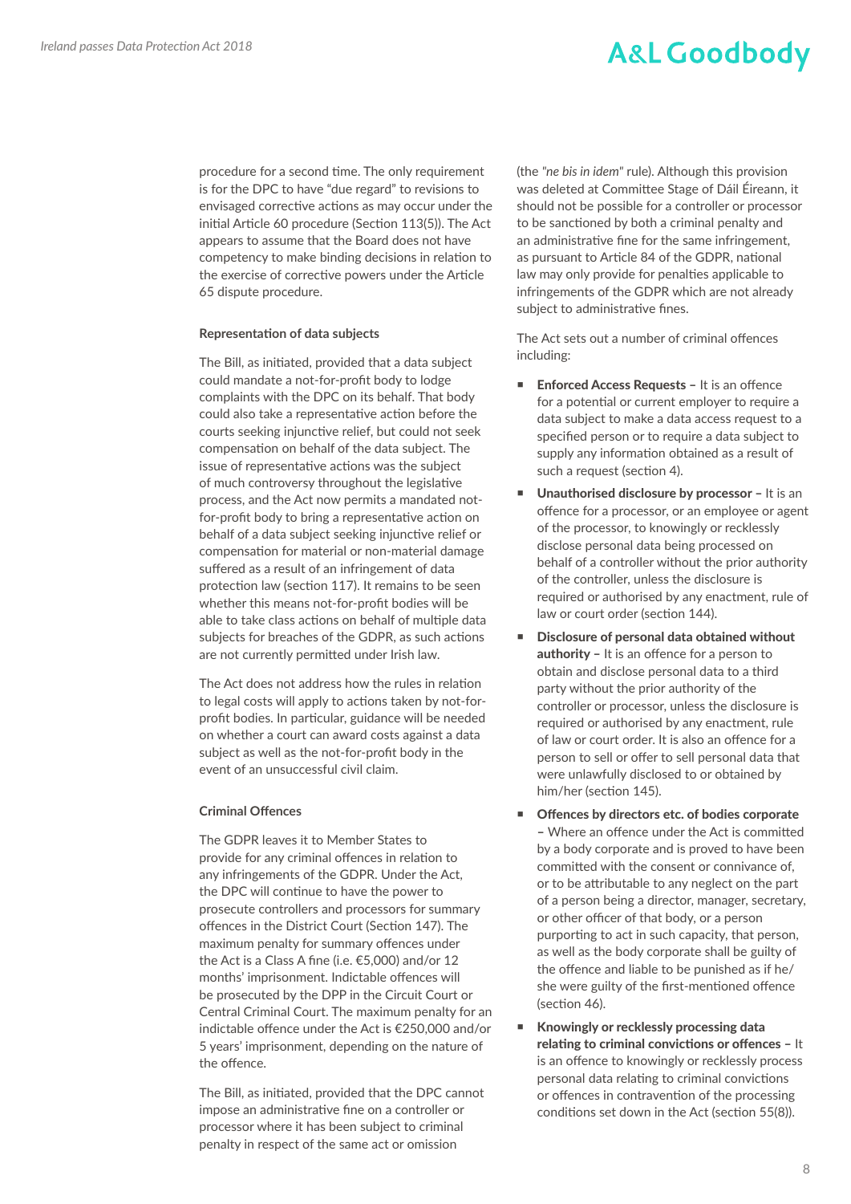procedure for a second time. The only requirement is for the DPC to have "due regard" to revisions to envisaged corrective actions as may occur under the initial Article 60 procedure (Section 113(5)). The Act appears to assume that the Board does not have competency to make binding decisions in relation to the exercise of corrective powers under the Article 65 dispute procedure.

#### Representation of data subjects

The Bill, as initiated, provided that a data subject could mandate a not-for-profit body to lodge complaints with the DPC on its behalf. That body could also take a representative action before the courts seeking injunctive relief, but could not seek compensation on behalf of the data subject. The issue of representative actions was the subject of much controversy throughout the legislative process, and the Act now permits a mandated not-for-profit body to bring a representative action on behalf of a data subject seeking injunctive relief or compensation for material or non-material damage suffered as a result of an infringement of data protection law (section 117). It remains to be seen whether this means not-for-profit bodies will be able to take class actions on behalf of multiple data subjects for breaches of the GDPR, as such actions are not currently permitted under Irish law.

The Act does not address how the rules in relation to legal costs will apply to actions taken by not-for-profit bodies. In particular, guidance will be needed on whether a court can award costs against a data subject as well as the not-for-profit body in the event of an unsuccessful civil claim.

#### Criminal Offences

The GDPR leaves it to Member States to provide for any criminal offences in relation to any infringements of the GDPR. Under the Act, the DPC will continue to have the power to prosecute controllers and processors for summary offences in the District Court (Section 147). The maximum penalty for summary offences under the Act is a Class A fine (i.e. €5,000) and/or 12 months' imprisonment. Indictable offences will be prosecuted by the DPP in the Circuit Court or Central Criminal Court. The maximum penalty for an indictable offence under the Act is €250,000 and/or 5 years' imprisonment, depending on the nature of the offence.

The Bill, as initiated, provided that the DPC cannot impose an administrative fine on a controller or processor where it has been subject to criminal penalty in respect of the same act or omission (the *"ne bis in idem"* rule). Although this provision was deleted at Committee Stage of Dáil Éireann, it should not be possible for a controller or processor to be sanctioned by both a criminal penalty and an administrative fine for the same infringement, as pursuant to Article 84 of the GDPR, national law may only provide for penalties applicable to infringements of the GDPR which are not already subject to administrative fines.

The Act sets out a number of criminal offences including:

- **Enforced Access Requests –** It is an offence for a potential or current employer to require a data subject to make a data access request to a specified person or to require a data subject to supply any information obtained as a result of such a request (section 4).
- **Unauthorised disclosure by processor –** It is an offence for a processor, or an employee or agent of the processor, to knowingly or recklessly disclose personal data being processed on behalf of a controller without the prior authority of the controller, unless the disclosure is required or authorised by any enactment, rule of law or court order (section 144).
- **Disclosure of personal data obtained without authority –** It is an offence for a person to obtain and disclose personal data to a third party without the prior authority of the controller or processor, unless the disclosure is required or authorised by any enactment, rule of law or court order. It is also an offence for a person to sell or offer to sell personal data that were unlawfully disclosed to or obtained by him/her (section 145).
- **Offences by directors etc. of bodies corporate –** Where an offence under the Act is committed by a body corporate and is proved to have been committed with the consent or connivance of, or to be attributable to any neglect on the part of a person being a director, manager, secretary, or other officer of that body, or a person purporting to act in such capacity, that person, as well as the body corporate shall be guilty of the offence and liable to be punished as if he/she were guilty of the first-mentioned offence (section 46).
- **Knowingly or recklessly processing data relating to criminal convictions or offences –** It is an offence to knowingly or recklessly process personal data relating to criminal convictions or offences in contravention of the processing conditions set down in the Act (section 55(8)).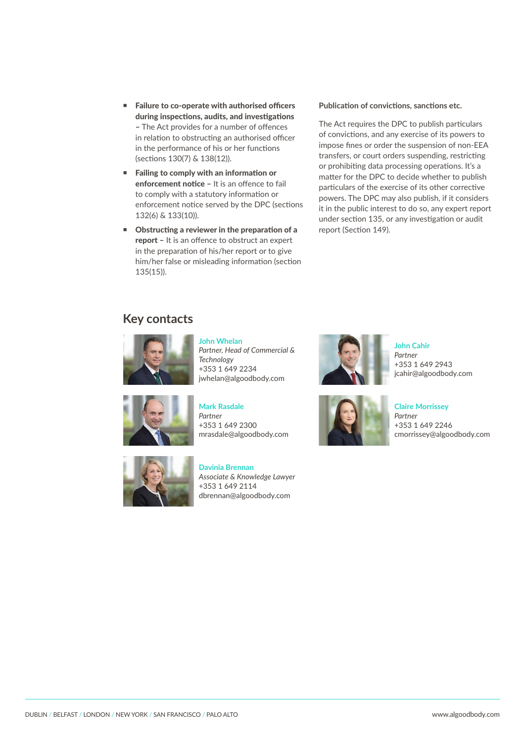- **Failure to co-operate with authorised officers during inspections, audits, and investigations** – The Act provides for a number of offences in relation to obstructing an authorised officer in the performance of his or her functions (sections 130(7) & 138(12)).
- **Failing to comply with an information or enforcement notice** – It is an offence to fail to comply with a statutory information or enforcement notice served by the DPC (sections 132(6) & 133(10)).
- **Obstructing a reviewer in the preparation of a report** – It is an offence to obstruct an expert in the preparation of his/her report or to give him/her false or misleading information (section 135(15)).

**Publication of convictions, sanctions etc.**

The Act requires the DPC to publish particulars of convictions, and any exercise of its powers to impose fines or order the suspension of non-EEA transfers, or court orders suspending, restricting or prohibiting data processing operations. It's a matter for the DPC to decide whether to publish particulars of the exercise of its other corrective powers. The DPC may also publish, if it considers it in the public interest to do so, any expert report under section 135, or any investigation or audit report (Section 149).

## Key contacts

**John Whelan**
*Partner, Head of Commercial & Technology*
+353 1 649 2234
jwhelan@algoodbody.com

**John Cahir**
*Partner*
+353 1 649 2943
jcahir@algoodbody.com

**Mark Rasdale**
*Partner*
+353 1 649 2300
mrasdale@algoodbody.com

**Claire Morrissey**
*Partner*
+353 1 649 2246
cmorrissey@algoodbody.com

**Davinia Brennan**
*Associate & Knowledge Lawyer*
+353 1 649 2114
dbrennan@algoodbody.com

DUBLIN / BELFAST / LONDON / NEW YORK / SAN FRANCISCO / PALO ALTO

www.algoodbody.com